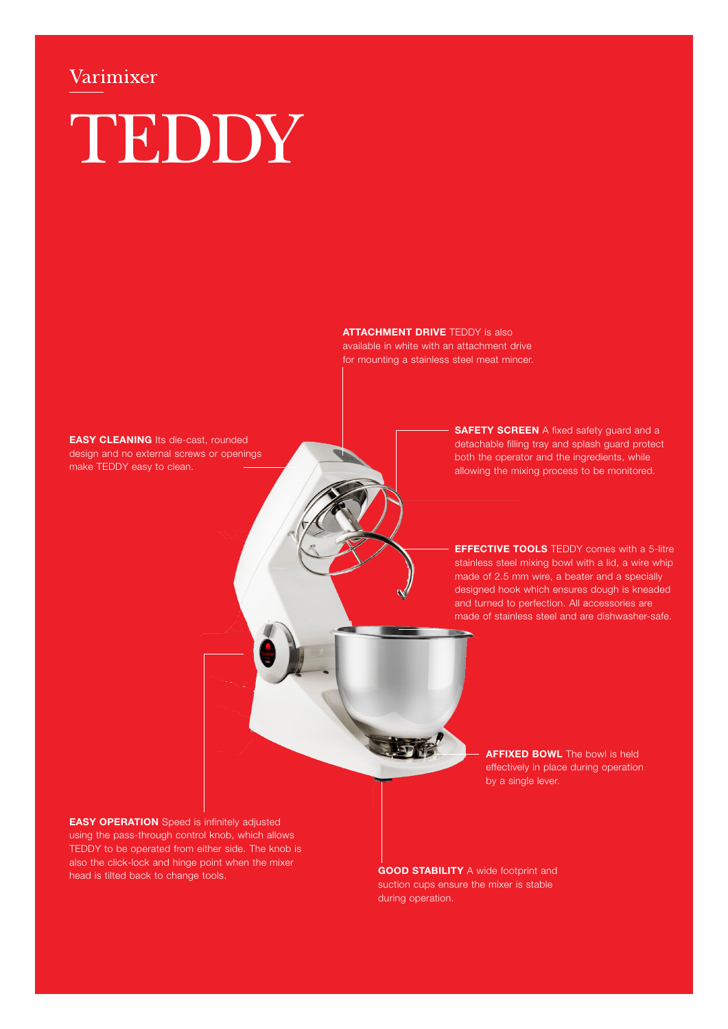Varimixer

# TEDDY

**ATTACHMENT DRIVE** TEDDY is also available in white with an attachment drive for mounting a stainless steel meat mincer.

**EASY CLEANING** Its die-cast, rounded design and no external screws or openings make TEDDY easy to clean.

**SAFETY SCREEN** A fixed safety guard and a detachable filling tray and splash guard protect both the operator and the ingredients, while allowing the mixing process to be monitored.

**EFFECTIVE TOOLS** TEDDY comes with a 5-litre stainless steel mixing bowl with a lid, a wire whip made of 2.5 mm wire, a beater and a specially designed hook which ensures dough is kneaded and turned to perfection. All accessories are made of stainless steel and are dishwasher-safe.

**AFFIXED BOWL** The bowl is held effectively in place during operation by a single lever.

**EASY OPERATION** Speed is infinitely adjusted using the pass-through control knob, which allows TEDDY to be operated from either side. The knob is also the click-lock and hinge point when the mixer head is tilted back to change tools.

**GOOD STABILITY** A wide footprint and suction cups ensure the mixer is stable during operation.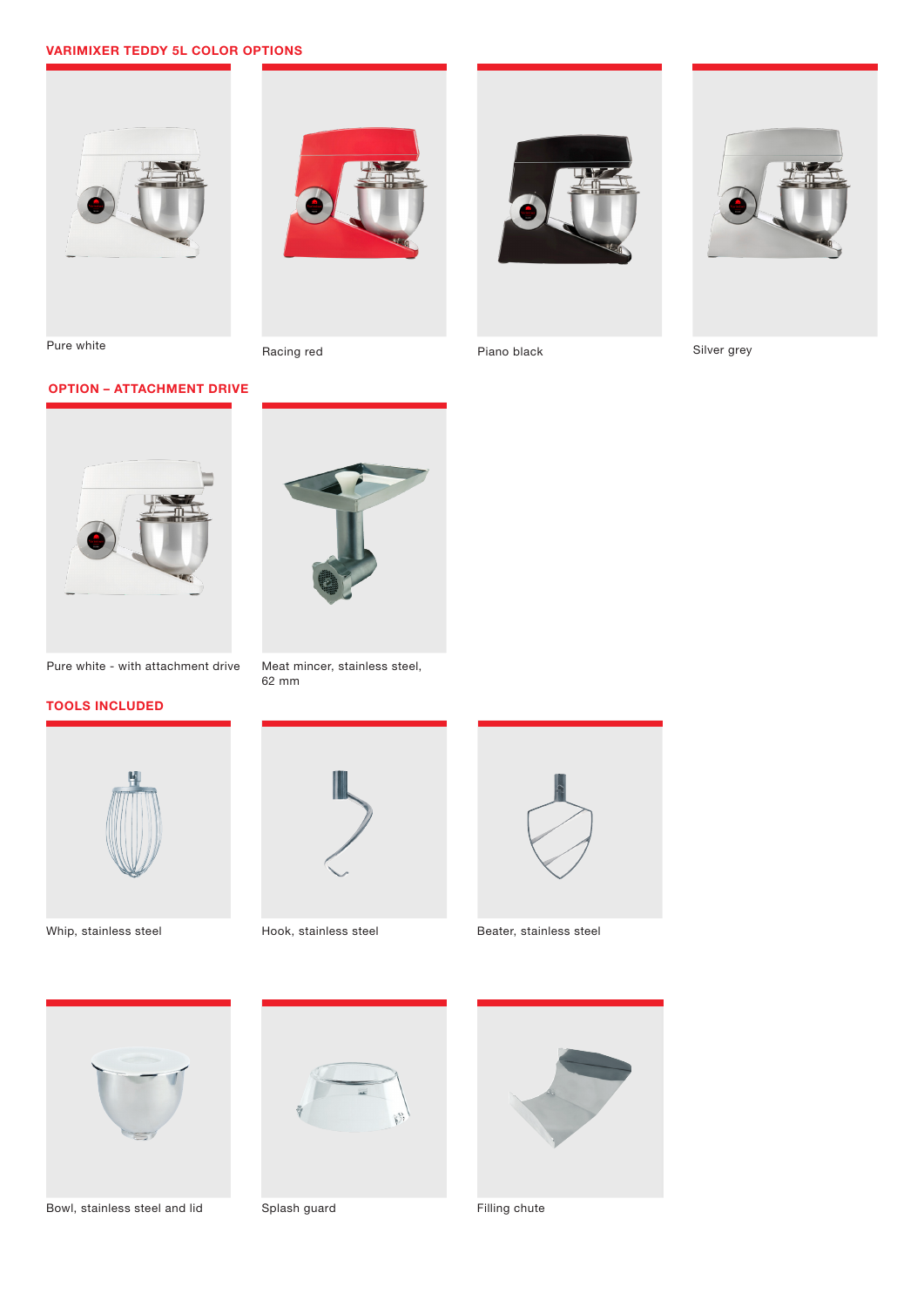## VARIMIXER TEDDY 5L COLOR OPTIONS

Pure white

Racing red

Piano black

Silver grey

## OPTION – ATTACHMENT DRIVE

Pure white - with attachment drive

Meat mincer, stainless steel, 62 mm

## TOOLS INCLUDED

Whip, stainless steel

Hook, stainless steel

Beater, stainless steel

Bowl, stainless steel and lid

Splash guard

Filling chute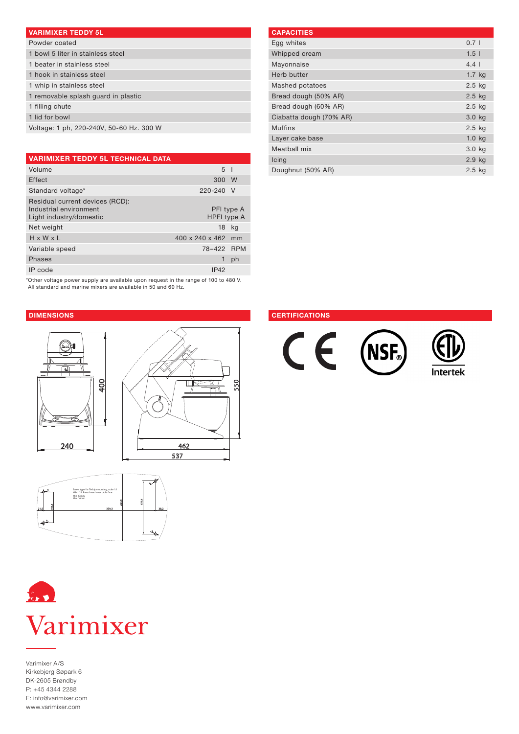## VARIMIXER TEDDY 5L

| |
|---|
| Powder coated |
| 1 bowl 5 liter in stainless steel |
| 1 beater in stainless steel |
| 1 hook in stainless steel |
| 1 whip in stainless steel |
| 1 removable splash guard in plastic |
| 1 filling chute |
| 1 lid for bowl |
| Voltage: 1 ph, 220-240V, 50-60 Hz. 300 W |

## VARIMIXER TEDDY 5L TECHNICAL DATA

| | | |
|---|---|---|
| Volume | 5 | l |
| Effect | 300 | W |
| Standard voltage* | 220-240 | V |
| Residual current devices (RCD): Industrial environment / Light industry/domestic | PFI type A / HPFI type A | |
| Net weight | 18 | kg |
| H x W x L | 400 x 240 x 462 | mm |
| Variable speed | 78–422 | RPM |
| Phases | 1 | ph |
| IP code | IP42 | |

*Other voltage power supply are available upon request in the range of 100 to 480 V. All standard and marine mixers are available in 50 and 60 Hz.

## CAPACITIES

| | |
|---|---|
| Egg whites | 0.7 l |
| Whipped cream | 1.5 l |
| Mayonnaise | 4.4 l |
| Herb butter | 1.7 kg |
| Mashed potatoes | 2.5 kg |
| Bread dough (50% AR) | 2.5 kg |
| Bread dough (60% AR) | 2.5 kg |
| Ciabatta dough (70% AR) | 3.0 kg |
| Muffins | 2.5 kg |
| Layer cake base | 1.0 kg |
| Meatball mix | 3.0 kg |
| Icing | 2.9 kg |
| Doughnut (50% AR) | 2.5 kg |

## DIMENSIONS

400
240
550
462
537

## CERTIFICATIONS

CE NSF Intertek

Varimixer

Varimixer A/S
Kirkebjerg Søpark 6
DK-2605 Brøndby
P: +45 4344 2288
E: info@varimixer.com
www.varimixer.com